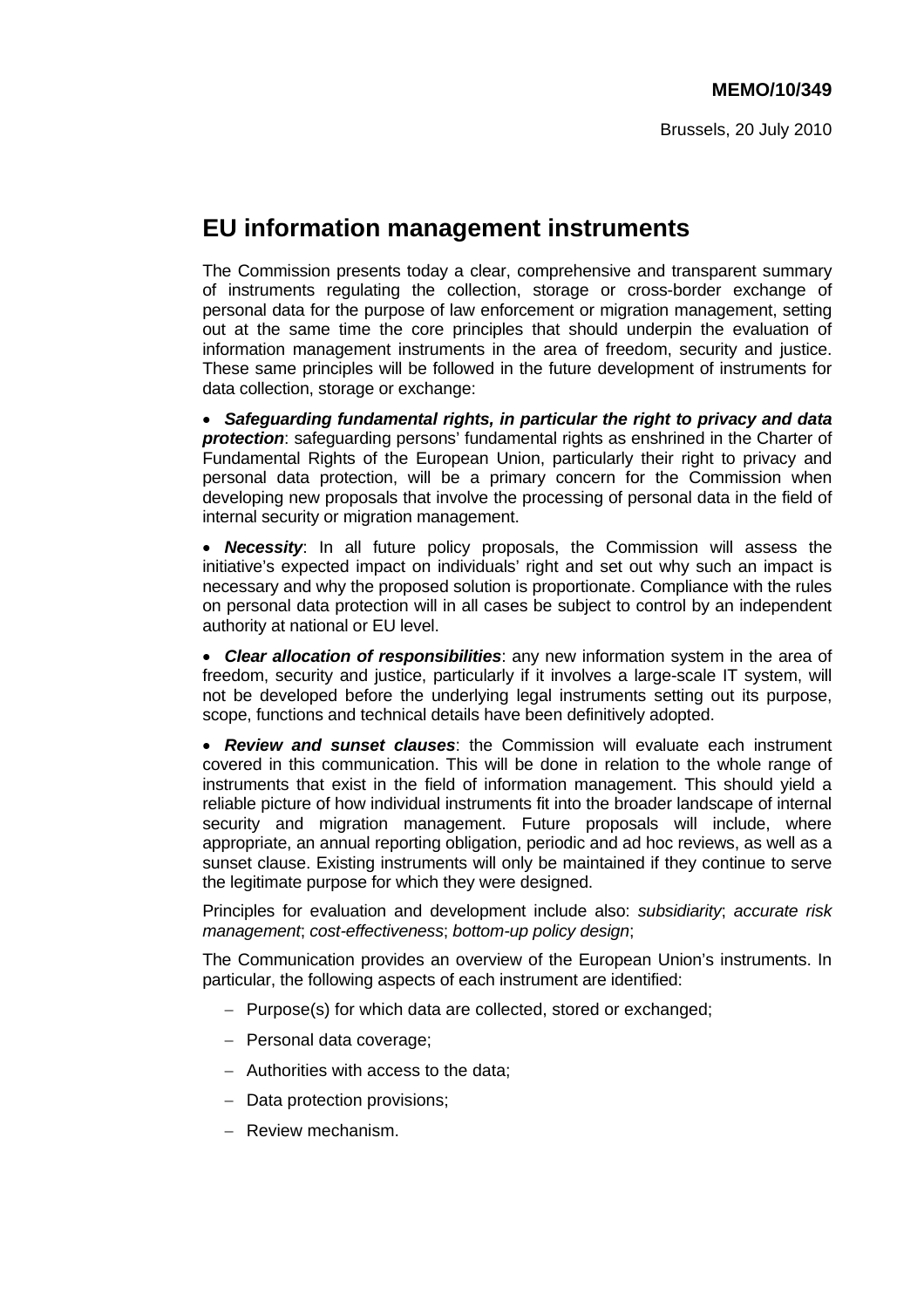**MEMO/10/349**

Brussels, 20 July 2010

# EU information management instruments

The Commission presents today a clear, comprehensive and transparent summary of instruments regulating the collection, storage or cross-border exchange of personal data for the purpose of law enforcement or migration management, setting out at the same time the core principles that should underpin the evaluation of information management instruments in the area of freedom, security and justice. These same principles will be followed in the future development of instruments for data collection, storage or exchange:

- ***Safeguarding fundamental rights, in particular the right to privacy and data protection***: safeguarding persons' fundamental rights as enshrined in the Charter of Fundamental Rights of the European Union, particularly their right to privacy and personal data protection, will be a primary concern for the Commission when developing new proposals that involve the processing of personal data in the field of internal security or migration management.

- ***Necessity***: In all future policy proposals, the Commission will assess the initiative's expected impact on individuals' right and set out why such an impact is necessary and why the proposed solution is proportionate. Compliance with the rules on personal data protection will in all cases be subject to control by an independent authority at national or EU level.

- ***Clear allocation of responsibilities***: any new information system in the area of freedom, security and justice, particularly if it involves a large-scale IT system, will not be developed before the underlying legal instruments setting out its purpose, scope, functions and technical details have been definitively adopted.

- ***Review and sunset clauses***: the Commission will evaluate each instrument covered in this communication. This will be done in relation to the whole range of instruments that exist in the field of information management. This should yield a reliable picture of how individual instruments fit into the broader landscape of internal security and migration management. Future proposals will include, where appropriate, an annual reporting obligation, periodic and ad hoc reviews, as well as a sunset clause. Existing instruments will only be maintained if they continue to serve the legitimate purpose for which they were designed.

Principles for evaluation and development include also: *subsidiarity*; *accurate risk management*; *cost-effectiveness*; *bottom-up policy design*;

The Communication provides an overview of the European Union's instruments. In particular, the following aspects of each instrument are identified:

- Purpose(s) for which data are collected, stored or exchanged;
- Personal data coverage;
- Authorities with access to the data;
- Data protection provisions;
- Review mechanism.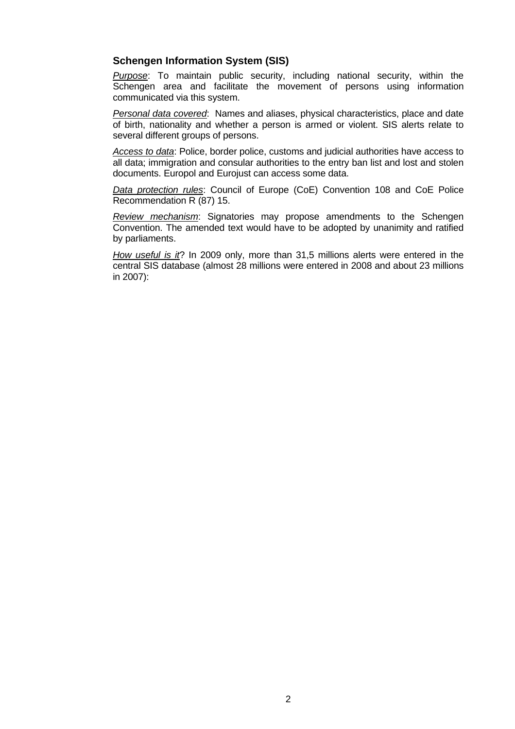### Schengen Information System (SIS)

*Purpose*: To maintain public security, including national security, within the Schengen area and facilitate the movement of persons using information communicated via this system.

*Personal data covered*: Names and aliases, physical characteristics, place and date of birth, nationality and whether a person is armed or violent. SIS alerts relate to several different groups of persons.

*Access to data*: Police, border police, customs and judicial authorities have access to all data; immigration and consular authorities to the entry ban list and lost and stolen documents. Europol and Eurojust can access some data.

*Data protection rules*: Council of Europe (CoE) Convention 108 and CoE Police Recommendation R (87) 15.

*Review mechanism*: Signatories may propose amendments to the Schengen Convention. The amended text would have to be adopted by unanimity and ratified by parliaments.

*How useful is it*? In 2009 only, more than 31,5 millions alerts were entered in the central SIS database (almost 28 millions were entered in 2008 and about 23 millions in 2007):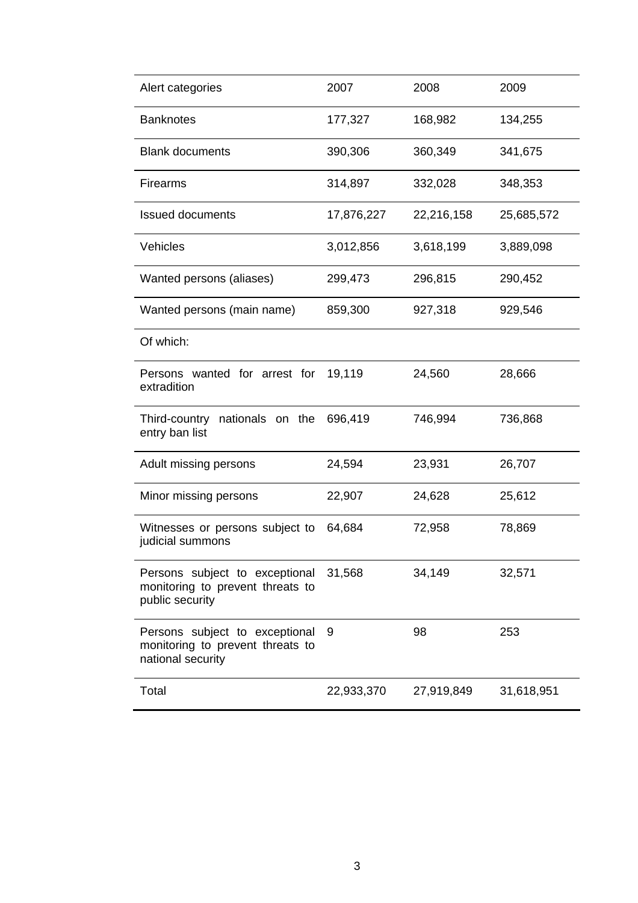| Alert categories | 2007 | 2008 | 2009 |
|---|---|---|---|
| Banknotes | 177,327 | 168,982 | 134,255 |
| Blank documents | 390,306 | 360,349 | 341,675 |
| Firearms | 314,897 | 332,028 | 348,353 |
| Issued documents | 17,876,227 | 22,216,158 | 25,685,572 |
| Vehicles | 3,012,856 | 3,618,199 | 3,889,098 |
| Wanted persons (aliases) | 299,473 | 296,815 | 290,452 |
| Wanted persons (main name) | 859,300 | 927,318 | 929,546 |
| Of which: | | | |
| Persons wanted for arrest for extradition | 19,119 | 24,560 | 28,666 |
| Third-country nationals on the entry ban list | 696,419 | 746,994 | 736,868 |
| Adult missing persons | 24,594 | 23,931 | 26,707 |
| Minor missing persons | 22,907 | 24,628 | 25,612 |
| Witnesses or persons subject to judicial summons | 64,684 | 72,958 | 78,869 |
| Persons subject to exceptional monitoring to prevent threats to public security | 31,568 | 34,149 | 32,571 |
| Persons subject to exceptional monitoring to prevent threats to national security | 9 | 98 | 253 |
| Total | 22,933,370 | 27,919,849 | 31,618,951 |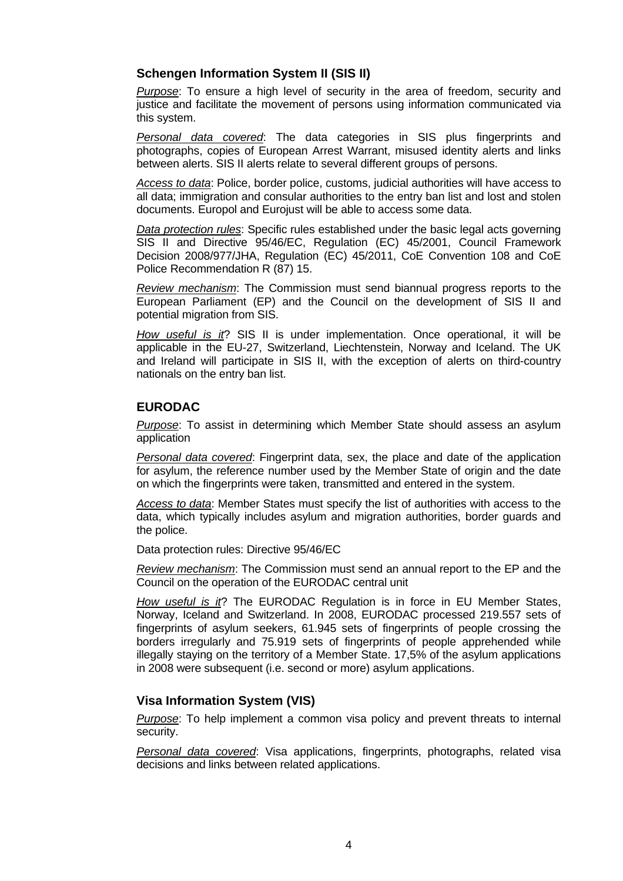### Schengen Information System II (SIS II)

*Purpose*: To ensure a high level of security in the area of freedom, security and justice and facilitate the movement of persons using information communicated via this system.

*Personal data covered*: The data categories in SIS plus fingerprints and photographs, copies of European Arrest Warrant, misused identity alerts and links between alerts. SIS II alerts relate to several different groups of persons.

*Access to data*: Police, border police, customs, judicial authorities will have access to all data; immigration and consular authorities to the entry ban list and lost and stolen documents. Europol and Eurojust will be able to access some data.

*Data protection rules*: Specific rules established under the basic legal acts governing SIS II and Directive 95/46/EC, Regulation (EC) 45/2001, Council Framework Decision 2008/977/JHA, Regulation (EC) 45/2011, CoE Convention 108 and CoE Police Recommendation R (87) 15.

*Review mechanism*: The Commission must send biannual progress reports to the European Parliament (EP) and the Council on the development of SIS II and potential migration from SIS.

*How useful is it*? SIS II is under implementation. Once operational, it will be applicable in the EU-27, Switzerland, Liechtenstein, Norway and Iceland. The UK and Ireland will participate in SIS II, with the exception of alerts on third-country nationals on the entry ban list.

### EURODAC

*Purpose*: To assist in determining which Member State should assess an asylum application

*Personal data covered*: Fingerprint data, sex, the place and date of the application for asylum, the reference number used by the Member State of origin and the date on which the fingerprints were taken, transmitted and entered in the system.

*Access to data*: Member States must specify the list of authorities with access to the data, which typically includes asylum and migration authorities, border guards and the police.

Data protection rules: Directive 95/46/EC

*Review mechanism*: The Commission must send an annual report to the EP and the Council on the operation of the EURODAC central unit

*How useful is it*? The EURODAC Regulation is in force in EU Member States, Norway, Iceland and Switzerland. In 2008, EURODAC processed 219.557 sets of fingerprints of asylum seekers, 61.945 sets of fingerprints of people crossing the borders irregularly and 75.919 sets of fingerprints of people apprehended while illegally staying on the territory of a Member State. 17,5% of the asylum applications in 2008 were subsequent (i.e. second or more) asylum applications.

### Visa Information System (VIS)

*Purpose*: To help implement a common visa policy and prevent threats to internal security.

*Personal data covered*: Visa applications, fingerprints, photographs, related visa decisions and links between related applications.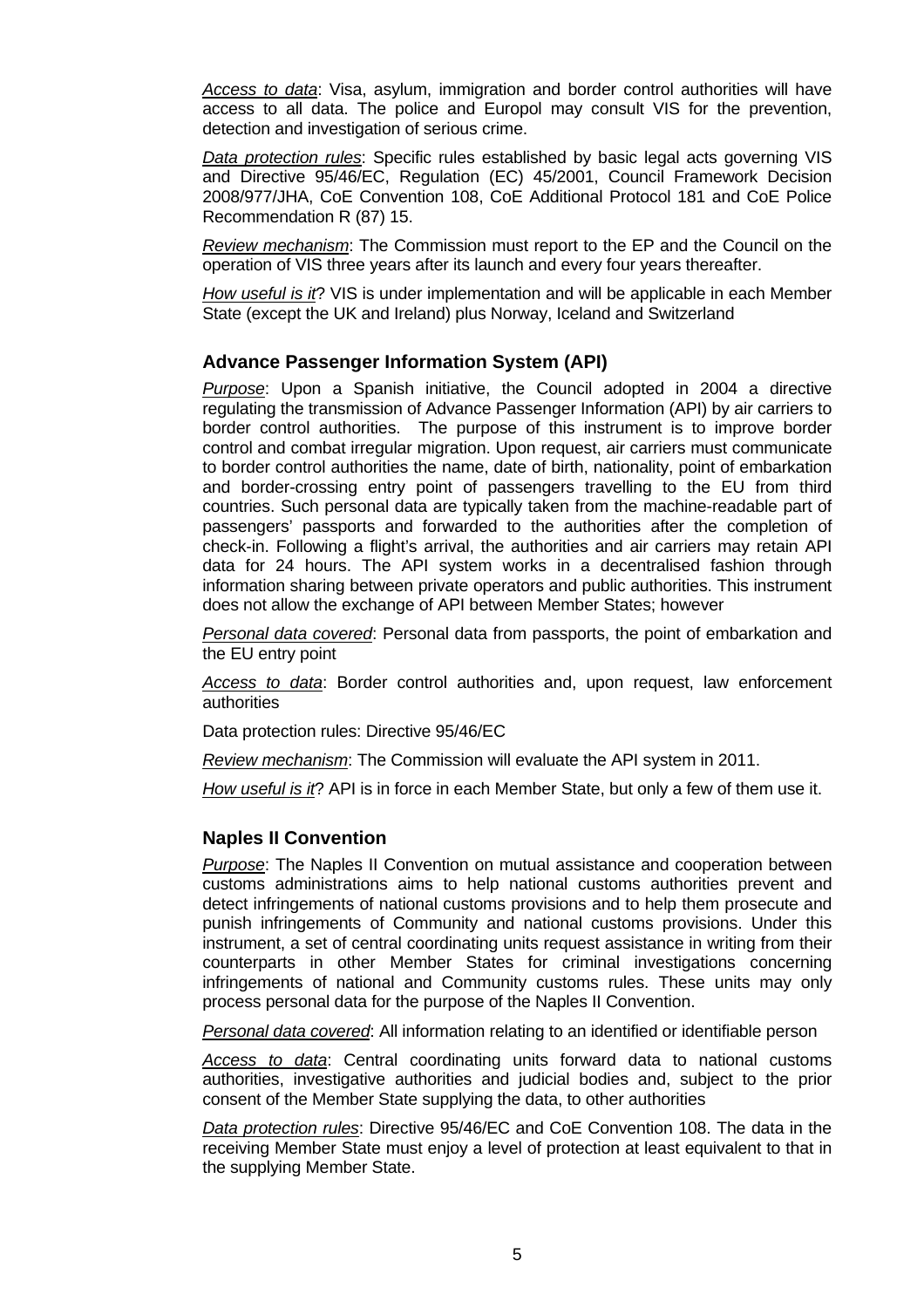*Access to data*: Visa, asylum, immigration and border control authorities will have access to all data. The police and Europol may consult VIS for the prevention, detection and investigation of serious crime.

*Data protection rules*: Specific rules established by basic legal acts governing VIS and Directive 95/46/EC, Regulation (EC) 45/2001, Council Framework Decision 2008/977/JHA, CoE Convention 108, CoE Additional Protocol 181 and CoE Police Recommendation R (87) 15.

*Review mechanism*: The Commission must report to the EP and the Council on the operation of VIS three years after its launch and every four years thereafter.

*How useful is it*? VIS is under implementation and will be applicable in each Member State (except the UK and Ireland) plus Norway, Iceland and Switzerland

### Advance Passenger Information System (API)

*Purpose*: Upon a Spanish initiative, the Council adopted in 2004 a directive regulating the transmission of Advance Passenger Information (API) by air carriers to border control authorities. The purpose of this instrument is to improve border control and combat irregular migration. Upon request, air carriers must communicate to border control authorities the name, date of birth, nationality, point of embarkation and border-crossing entry point of passengers travelling to the EU from third countries. Such personal data are typically taken from the machine-readable part of passengers' passports and forwarded to the authorities after the completion of check-in. Following a flight's arrival, the authorities and air carriers may retain API data for 24 hours. The API system works in a decentralised fashion through information sharing between private operators and public authorities. This instrument does not allow the exchange of API between Member States; however

*Personal data covered*: Personal data from passports, the point of embarkation and the EU entry point

*Access to data*: Border control authorities and, upon request, law enforcement authorities

Data protection rules: Directive 95/46/EC

*Review mechanism*: The Commission will evaluate the API system in 2011.

*How useful is it*? API is in force in each Member State, but only a few of them use it.

### Naples II Convention

*Purpose*: The Naples II Convention on mutual assistance and cooperation between customs administrations aims to help national customs authorities prevent and detect infringements of national customs provisions and to help them prosecute and punish infringements of Community and national customs provisions. Under this instrument, a set of central coordinating units request assistance in writing from their counterparts in other Member States for criminal investigations concerning infringements of national and Community customs rules. These units may only process personal data for the purpose of the Naples II Convention.

*Personal data covered*: All information relating to an identified or identifiable person

*Access to data*: Central coordinating units forward data to national customs authorities, investigative authorities and judicial bodies and, subject to the prior consent of the Member State supplying the data, to other authorities

*Data protection rules*: Directive 95/46/EC and CoE Convention 108. The data in the receiving Member State must enjoy a level of protection at least equivalent to that in the supplying Member State.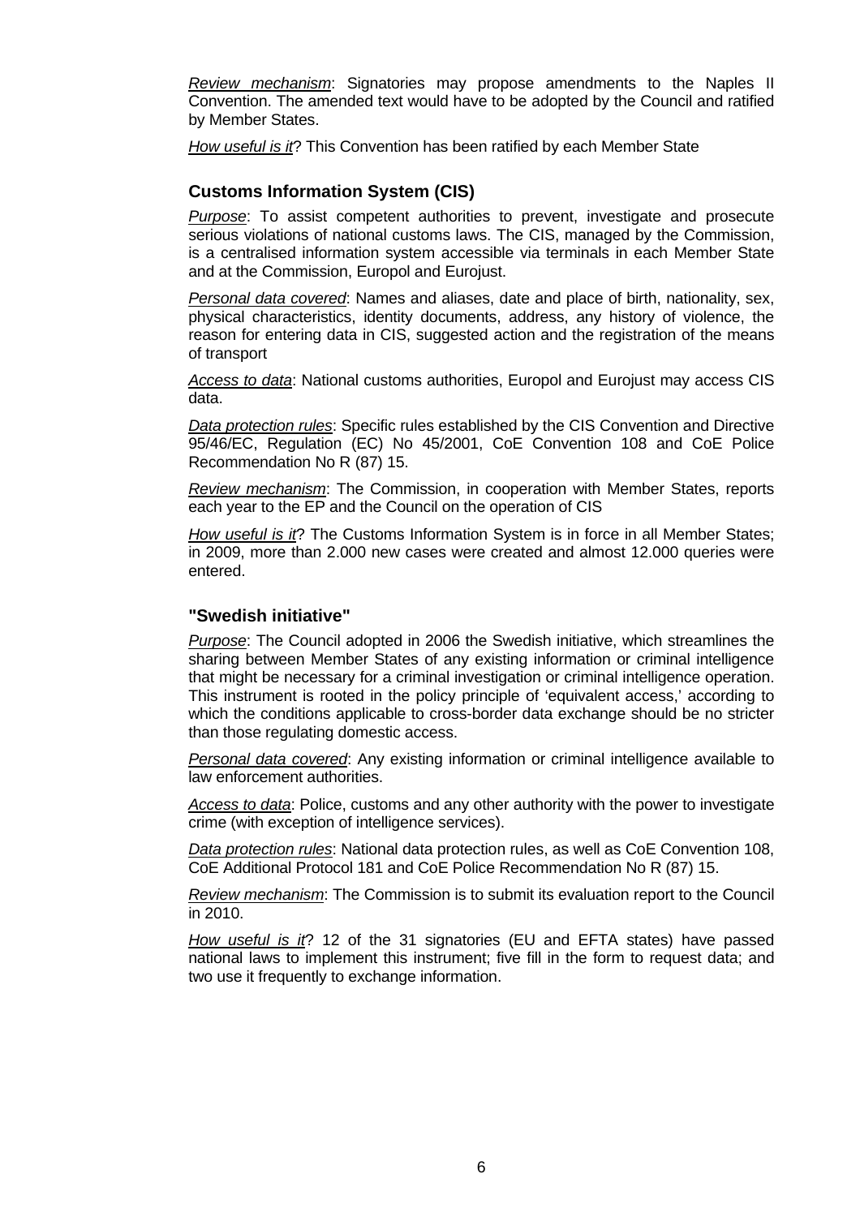*Review mechanism*: Signatories may propose amendments to the Naples II Convention. The amended text would have to be adopted by the Council and ratified by Member States.

*How useful is it*? This Convention has been ratified by each Member State

### Customs Information System (CIS)

*Purpose*: To assist competent authorities to prevent, investigate and prosecute serious violations of national customs laws. The CIS, managed by the Commission, is a centralised information system accessible via terminals in each Member State and at the Commission, Europol and Eurojust.

*Personal data covered*: Names and aliases, date and place of birth, nationality, sex, physical characteristics, identity documents, address, any history of violence, the reason for entering data in CIS, suggested action and the registration of the means of transport

*Access to data*: National customs authorities, Europol and Eurojust may access CIS data.

*Data protection rules*: Specific rules established by the CIS Convention and Directive 95/46/EC, Regulation (EC) No 45/2001, CoE Convention 108 and CoE Police Recommendation No R (87) 15.

*Review mechanism*: The Commission, in cooperation with Member States, reports each year to the EP and the Council on the operation of CIS

*How useful is it*? The Customs Information System is in force in all Member States; in 2009, more than 2.000 new cases were created and almost 12.000 queries were entered.

### "Swedish initiative"

*Purpose*: The Council adopted in 2006 the Swedish initiative, which streamlines the sharing between Member States of any existing information or criminal intelligence that might be necessary for a criminal investigation or criminal intelligence operation. This instrument is rooted in the policy principle of 'equivalent access,' according to which the conditions applicable to cross-border data exchange should be no stricter than those regulating domestic access.

*Personal data covered*: Any existing information or criminal intelligence available to law enforcement authorities.

*Access to data*: Police, customs and any other authority with the power to investigate crime (with exception of intelligence services).

*Data protection rules*: National data protection rules, as well as CoE Convention 108, CoE Additional Protocol 181 and CoE Police Recommendation No R (87) 15.

*Review mechanism*: The Commission is to submit its evaluation report to the Council in 2010.

*How useful is it*? 12 of the 31 signatories (EU and EFTA states) have passed national laws to implement this instrument; five fill in the form to request data; and two use it frequently to exchange information.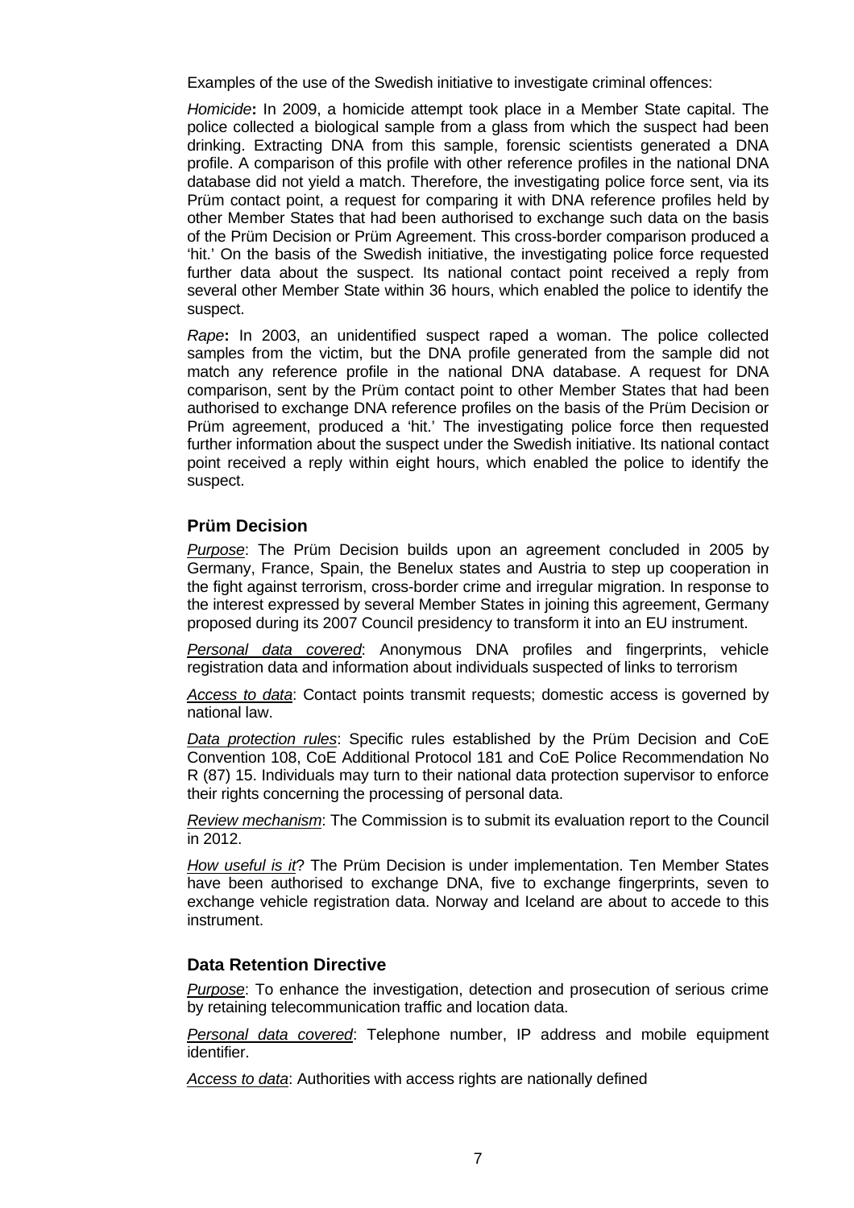Examples of the use of the Swedish initiative to investigate criminal offences:

*Homicide***:** In 2009, a homicide attempt took place in a Member State capital. The police collected a biological sample from a glass from which the suspect had been drinking. Extracting DNA from this sample, forensic scientists generated a DNA profile. A comparison of this profile with other reference profiles in the national DNA database did not yield a match. Therefore, the investigating police force sent, via its Prüm contact point, a request for comparing it with DNA reference profiles held by other Member States that had been authorised to exchange such data on the basis of the Prüm Decision or Prüm Agreement. This cross-border comparison produced a 'hit.' On the basis of the Swedish initiative, the investigating police force requested further data about the suspect. Its national contact point received a reply from several other Member State within 36 hours, which enabled the police to identify the suspect.

*Rape***:** In 2003, an unidentified suspect raped a woman. The police collected samples from the victim, but the DNA profile generated from the sample did not match any reference profile in the national DNA database. A request for DNA comparison, sent by the Prüm contact point to other Member States that had been authorised to exchange DNA reference profiles on the basis of the Prüm Decision or Prüm agreement, produced a 'hit.' The investigating police force then requested further information about the suspect under the Swedish initiative. Its national contact point received a reply within eight hours, which enabled the police to identify the suspect.

### Prüm Decision

*Purpose*: The Prüm Decision builds upon an agreement concluded in 2005 by Germany, France, Spain, the Benelux states and Austria to step up cooperation in the fight against terrorism, cross-border crime and irregular migration. In response to the interest expressed by several Member States in joining this agreement, Germany proposed during its 2007 Council presidency to transform it into an EU instrument.

*Personal data covered*: Anonymous DNA profiles and fingerprints, vehicle registration data and information about individuals suspected of links to terrorism

*Access to data*: Contact points transmit requests; domestic access is governed by national law.

*Data protection rules*: Specific rules established by the Prüm Decision and CoE Convention 108, CoE Additional Protocol 181 and CoE Police Recommendation No R (87) 15. Individuals may turn to their national data protection supervisor to enforce their rights concerning the processing of personal data.

*Review mechanism*: The Commission is to submit its evaluation report to the Council in 2012.

*How useful is it*? The Prüm Decision is under implementation. Ten Member States have been authorised to exchange DNA, five to exchange fingerprints, seven to exchange vehicle registration data. Norway and Iceland are about to accede to this instrument.

### Data Retention Directive

*Purpose*: To enhance the investigation, detection and prosecution of serious crime by retaining telecommunication traffic and location data.

*Personal data covered*: Telephone number, IP address and mobile equipment identifier.

*Access to data*: Authorities with access rights are nationally defined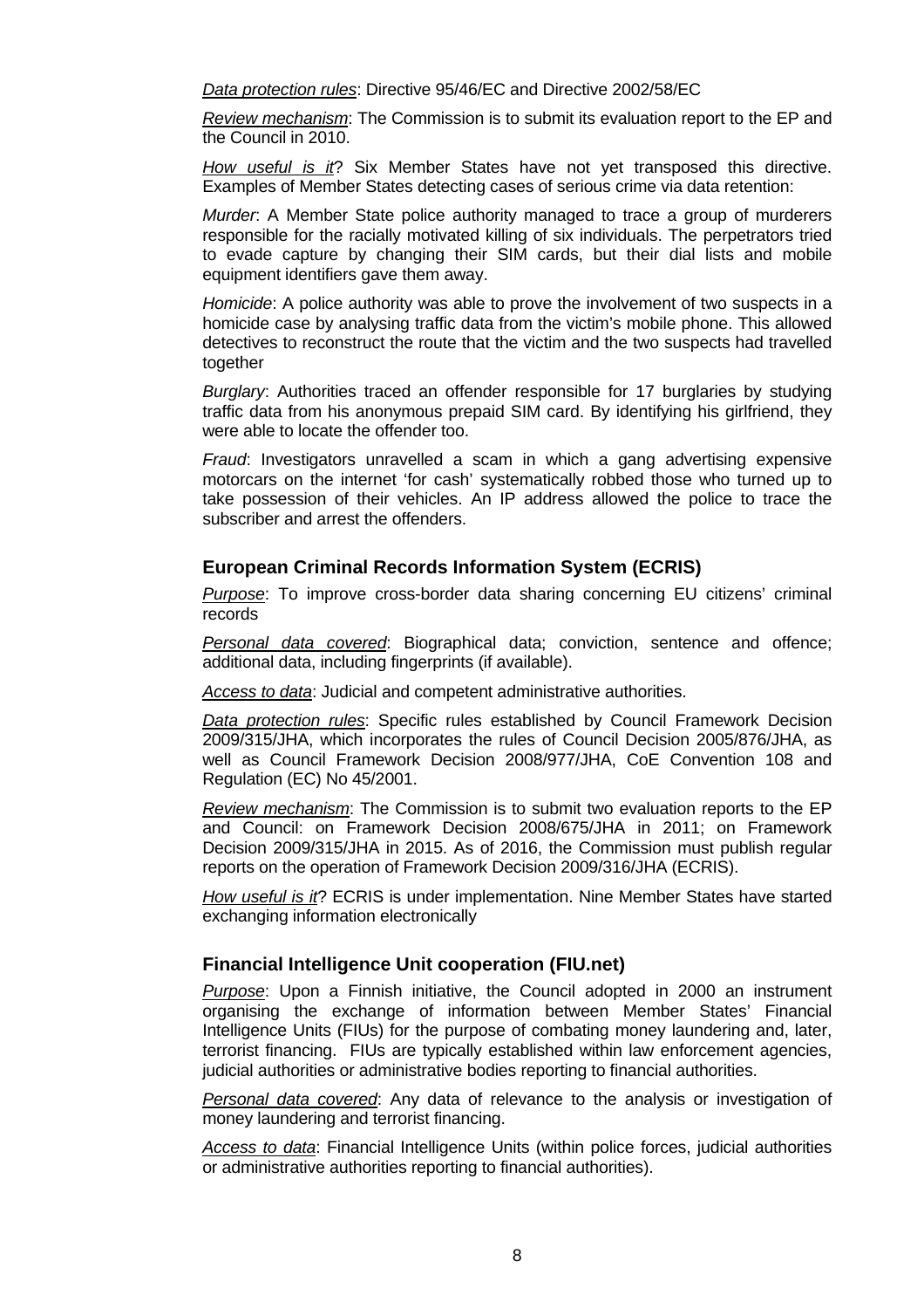*Data protection rules*: Directive 95/46/EC and Directive 2002/58/EC

*Review mechanism*: The Commission is to submit its evaluation report to the EP and the Council in 2010.

*How useful is it*? Six Member States have not yet transposed this directive. Examples of Member States detecting cases of serious crime via data retention:

*Murder*: A Member State police authority managed to trace a group of murderers responsible for the racially motivated killing of six individuals. The perpetrators tried to evade capture by changing their SIM cards, but their dial lists and mobile equipment identifiers gave them away.

*Homicide*: A police authority was able to prove the involvement of two suspects in a homicide case by analysing traffic data from the victim's mobile phone. This allowed detectives to reconstruct the route that the victim and the two suspects had travelled together

*Burglary*: Authorities traced an offender responsible for 17 burglaries by studying traffic data from his anonymous prepaid SIM card. By identifying his girlfriend, they were able to locate the offender too.

*Fraud*: Investigators unravelled a scam in which a gang advertising expensive motorcars on the internet 'for cash' systematically robbed those who turned up to take possession of their vehicles. An IP address allowed the police to trace the subscriber and arrest the offenders.

## European Criminal Records Information System (ECRIS)

*Purpose*: To improve cross-border data sharing concerning EU citizens' criminal records

*Personal data covered*: Biographical data; conviction, sentence and offence; additional data, including fingerprints (if available).

*Access to data*: Judicial and competent administrative authorities.

*Data protection rules*: Specific rules established by Council Framework Decision 2009/315/JHA, which incorporates the rules of Council Decision 2005/876/JHA, as well as Council Framework Decision 2008/977/JHA, CoE Convention 108 and Regulation (EC) No 45/2001.

*Review mechanism*: The Commission is to submit two evaluation reports to the EP and Council: on Framework Decision 2008/675/JHA in 2011; on Framework Decision 2009/315/JHA in 2015. As of 2016, the Commission must publish regular reports on the operation of Framework Decision 2009/316/JHA (ECRIS).

*How useful is it*? ECRIS is under implementation. Nine Member States have started exchanging information electronically

## Financial Intelligence Unit cooperation (FIU.net)

*Purpose*: Upon a Finnish initiative, the Council adopted in 2000 an instrument organising the exchange of information between Member States' Financial Intelligence Units (FIUs) for the purpose of combating money laundering and, later, terrorist financing. FIUs are typically established within law enforcement agencies, judicial authorities or administrative bodies reporting to financial authorities.

*Personal data covered*: Any data of relevance to the analysis or investigation of money laundering and terrorist financing.

*Access to data*: Financial Intelligence Units (within police forces, judicial authorities or administrative authorities reporting to financial authorities).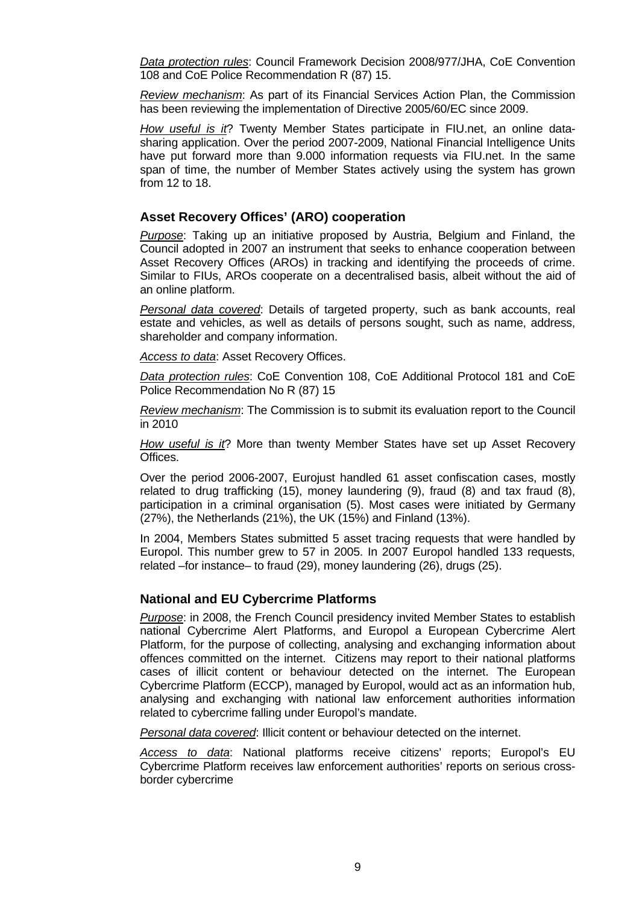*Data protection rules*: Council Framework Decision 2008/977/JHA, CoE Convention 108 and CoE Police Recommendation R (87) 15.

*Review mechanism*: As part of its Financial Services Action Plan, the Commission has been reviewing the implementation of Directive 2005/60/EC since 2009.

*How useful is it*? Twenty Member States participate in FIU.net, an online data-sharing application. Over the period 2007-2009, National Financial Intelligence Units have put forward more than 9.000 information requests via FIU.net. In the same span of time, the number of Member States actively using the system has grown from 12 to 18.

### Asset Recovery Offices' (ARO) cooperation

*Purpose*: Taking up an initiative proposed by Austria, Belgium and Finland, the Council adopted in 2007 an instrument that seeks to enhance cooperation between Asset Recovery Offices (AROs) in tracking and identifying the proceeds of crime. Similar to FIUs, AROs cooperate on a decentralised basis, albeit without the aid of an online platform.

*Personal data covered*: Details of targeted property, such as bank accounts, real estate and vehicles, as well as details of persons sought, such as name, address, shareholder and company information.

*Access to data*: Asset Recovery Offices.

*Data protection rules*: CoE Convention 108, CoE Additional Protocol 181 and CoE Police Recommendation No R (87) 15

*Review mechanism*: The Commission is to submit its evaluation report to the Council in 2010

*How useful is it*? More than twenty Member States have set up Asset Recovery Offices.

Over the period 2006-2007, Eurojust handled 61 asset confiscation cases, mostly related to drug trafficking (15), money laundering (9), fraud (8) and tax fraud (8), participation in a criminal organisation (5). Most cases were initiated by Germany (27%), the Netherlands (21%), the UK (15%) and Finland (13%).

In 2004, Members States submitted 5 asset tracing requests that were handled by Europol. This number grew to 57 in 2005. In 2007 Europol handled 133 requests, related –for instance– to fraud (29), money laundering (26), drugs (25).

### National and EU Cybercrime Platforms

*Purpose*: in 2008, the French Council presidency invited Member States to establish national Cybercrime Alert Platforms, and Europol a European Cybercrime Alert Platform, for the purpose of collecting, analysing and exchanging information about offences committed on the internet. Citizens may report to their national platforms cases of illicit content or behaviour detected on the internet. The European Cybercrime Platform (ECCP), managed by Europol, would act as an information hub, analysing and exchanging with national law enforcement authorities information related to cybercrime falling under Europol's mandate.

*Personal data covered*: Illicit content or behaviour detected on the internet.

*Access to data*: National platforms receive citizens' reports; Europol's EU Cybercrime Platform receives law enforcement authorities' reports on serious cross-border cybercrime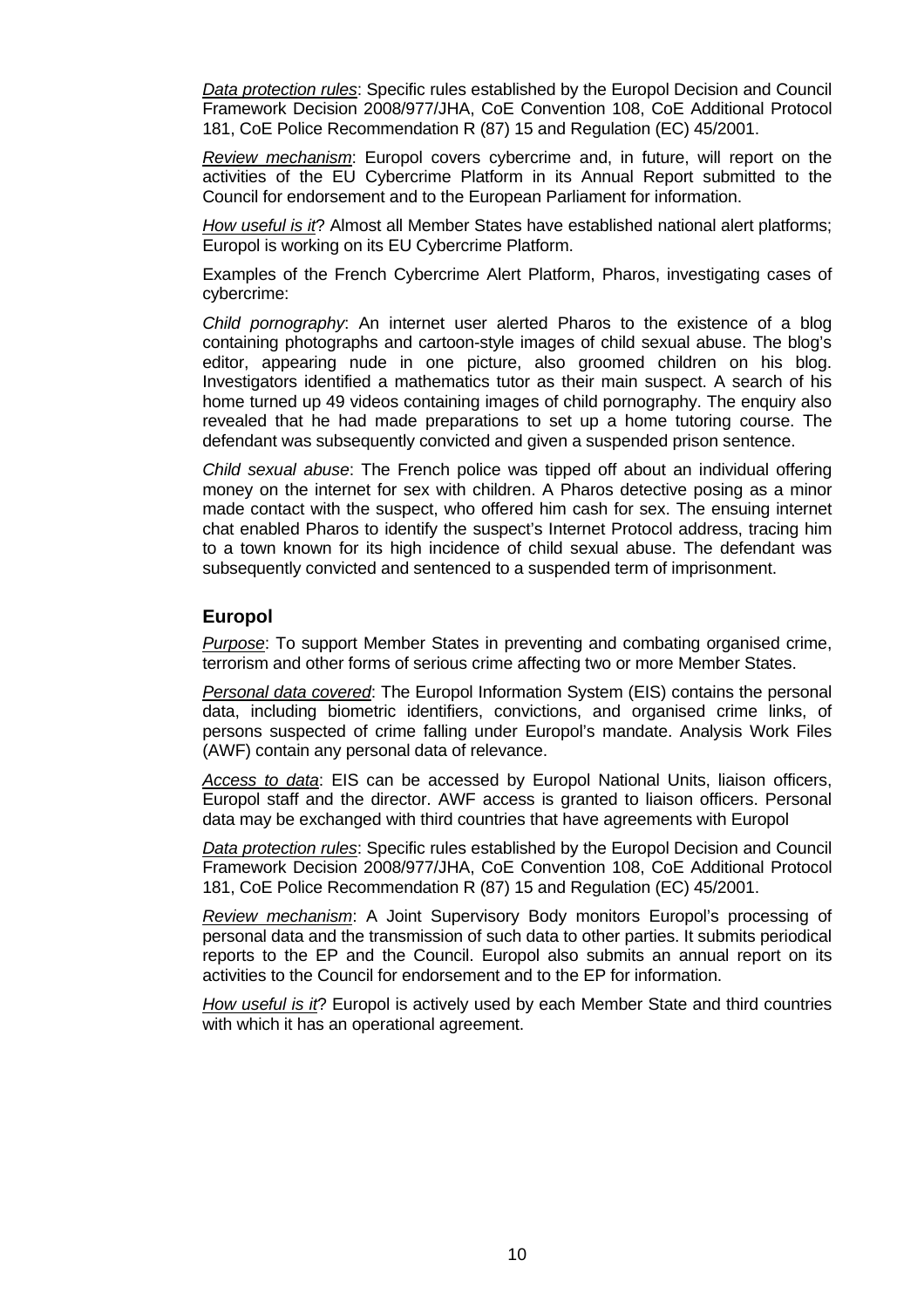*Data protection rules*: Specific rules established by the Europol Decision and Council Framework Decision 2008/977/JHA, CoE Convention 108, CoE Additional Protocol 181, CoE Police Recommendation R (87) 15 and Regulation (EC) 45/2001.

*Review mechanism*: Europol covers cybercrime and, in future, will report on the activities of the EU Cybercrime Platform in its Annual Report submitted to the Council for endorsement and to the European Parliament for information.

*How useful is it*? Almost all Member States have established national alert platforms; Europol is working on its EU Cybercrime Platform.

Examples of the French Cybercrime Alert Platform, Pharos, investigating cases of cybercrime:

*Child pornography*: An internet user alerted Pharos to the existence of a blog containing photographs and cartoon-style images of child sexual abuse. The blog's editor, appearing nude in one picture, also groomed children on his blog. Investigators identified a mathematics tutor as their main suspect. A search of his home turned up 49 videos containing images of child pornography. The enquiry also revealed that he had made preparations to set up a home tutoring course. The defendant was subsequently convicted and given a suspended prison sentence.

*Child sexual abuse*: The French police was tipped off about an individual offering money on the internet for sex with children. A Pharos detective posing as a minor made contact with the suspect, who offered him cash for sex. The ensuing internet chat enabled Pharos to identify the suspect's Internet Protocol address, tracing him to a town known for its high incidence of child sexual abuse. The defendant was subsequently convicted and sentenced to a suspended term of imprisonment.

## Europol

*Purpose*: To support Member States in preventing and combating organised crime, terrorism and other forms of serious crime affecting two or more Member States.

*Personal data covered*: The Europol Information System (EIS) contains the personal data, including biometric identifiers, convictions, and organised crime links, of persons suspected of crime falling under Europol's mandate. Analysis Work Files (AWF) contain any personal data of relevance.

*Access to data*: EIS can be accessed by Europol National Units, liaison officers, Europol staff and the director. AWF access is granted to liaison officers. Personal data may be exchanged with third countries that have agreements with Europol

*Data protection rules*: Specific rules established by the Europol Decision and Council Framework Decision 2008/977/JHA, CoE Convention 108, CoE Additional Protocol 181, CoE Police Recommendation R (87) 15 and Regulation (EC) 45/2001.

*Review mechanism*: A Joint Supervisory Body monitors Europol's processing of personal data and the transmission of such data to other parties. It submits periodical reports to the EP and the Council. Europol also submits an annual report on its activities to the Council for endorsement and to the EP for information.

*How useful is it*? Europol is actively used by each Member State and third countries with which it has an operational agreement.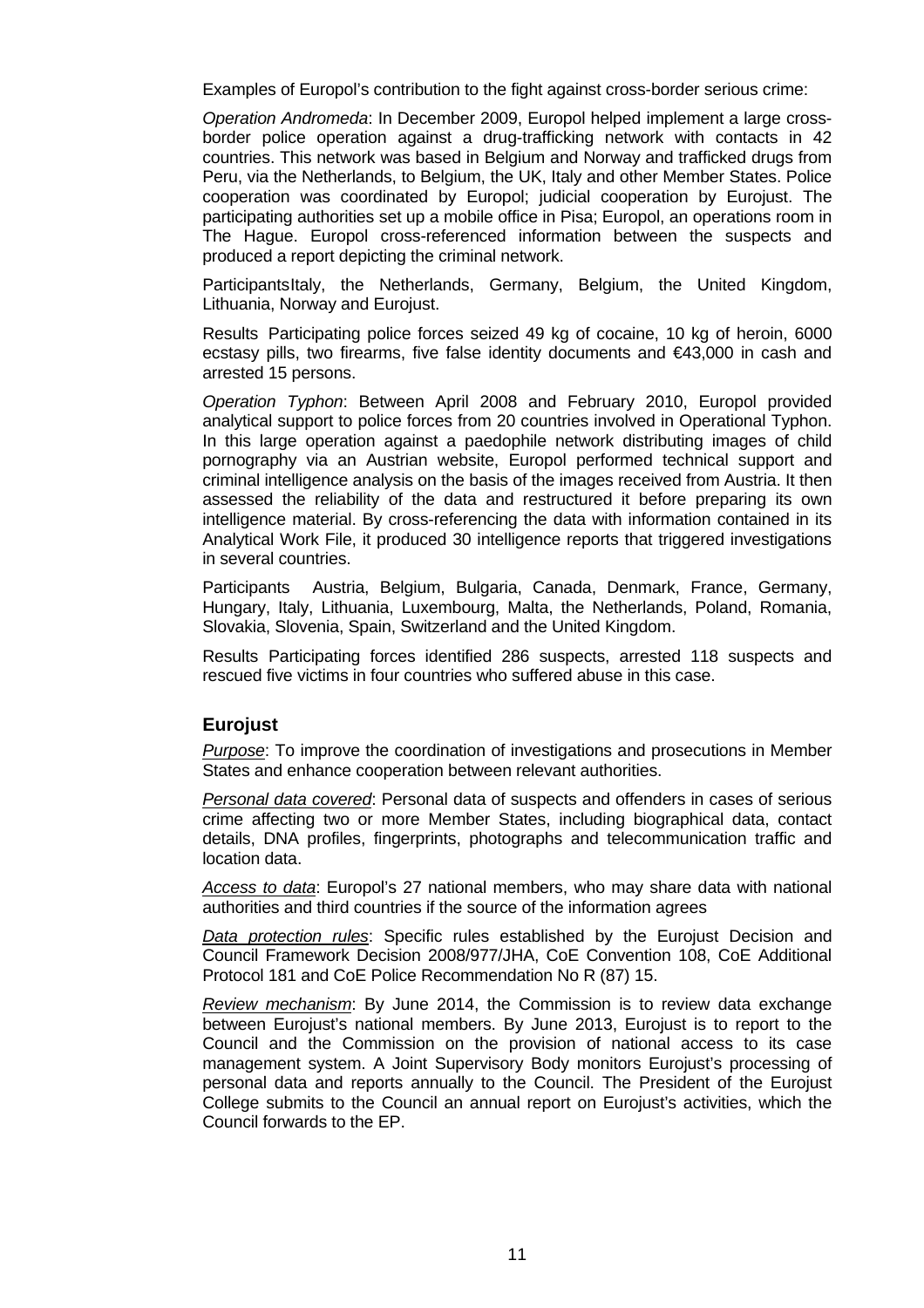Examples of Europol's contribution to the fight against cross-border serious crime:

*Operation Andromeda*: In December 2009, Europol helped implement a large cross-border police operation against a drug-trafficking network with contacts in 42 countries. This network was based in Belgium and Norway and trafficked drugs from Peru, via the Netherlands, to Belgium, the UK, Italy and other Member States. Police cooperation was coordinated by Europol; judicial cooperation by Eurojust. The participating authorities set up a mobile office in Pisa; Europol, an operations room in The Hague. Europol cross-referenced information between the suspects and produced a report depicting the criminal network.

ParticipantsItaly, the Netherlands, Germany, Belgium, the United Kingdom, Lithuania, Norway and Eurojust.

Results Participating police forces seized 49 kg of cocaine, 10 kg of heroin, 6000 ecstasy pills, two firearms, five false identity documents and €43,000 in cash and arrested 15 persons.

*Operation Typhon*: Between April 2008 and February 2010, Europol provided analytical support to police forces from 20 countries involved in Operational Typhon. In this large operation against a paedophile network distributing images of child pornography via an Austrian website, Europol performed technical support and criminal intelligence analysis on the basis of the images received from Austria. It then assessed the reliability of the data and restructured it before preparing its own intelligence material. By cross-referencing the data with information contained in its Analytical Work File, it produced 30 intelligence reports that triggered investigations in several countries.

Participants Austria, Belgium, Bulgaria, Canada, Denmark, France, Germany, Hungary, Italy, Lithuania, Luxembourg, Malta, the Netherlands, Poland, Romania, Slovakia, Slovenia, Spain, Switzerland and the United Kingdom.

Results Participating forces identified 286 suspects, arrested 118 suspects and rescued five victims in four countries who suffered abuse in this case.

## Eurojust

*Purpose*: To improve the coordination of investigations and prosecutions in Member States and enhance cooperation between relevant authorities.

*Personal data covered*: Personal data of suspects and offenders in cases of serious crime affecting two or more Member States, including biographical data, contact details, DNA profiles, fingerprints, photographs and telecommunication traffic and location data.

*Access to data*: Europol's 27 national members, who may share data with national authorities and third countries if the source of the information agrees

*Data protection rules*: Specific rules established by the Eurojust Decision and Council Framework Decision 2008/977/JHA, CoE Convention 108, CoE Additional Protocol 181 and CoE Police Recommendation No R (87) 15.

*Review mechanism*: By June 2014, the Commission is to review data exchange between Eurojust's national members. By June 2013, Eurojust is to report to the Council and the Commission on the provision of national access to its case management system. A Joint Supervisory Body monitors Eurojust's processing of personal data and reports annually to the Council. The President of the Eurojust College submits to the Council an annual report on Eurojust's activities, which the Council forwards to the EP.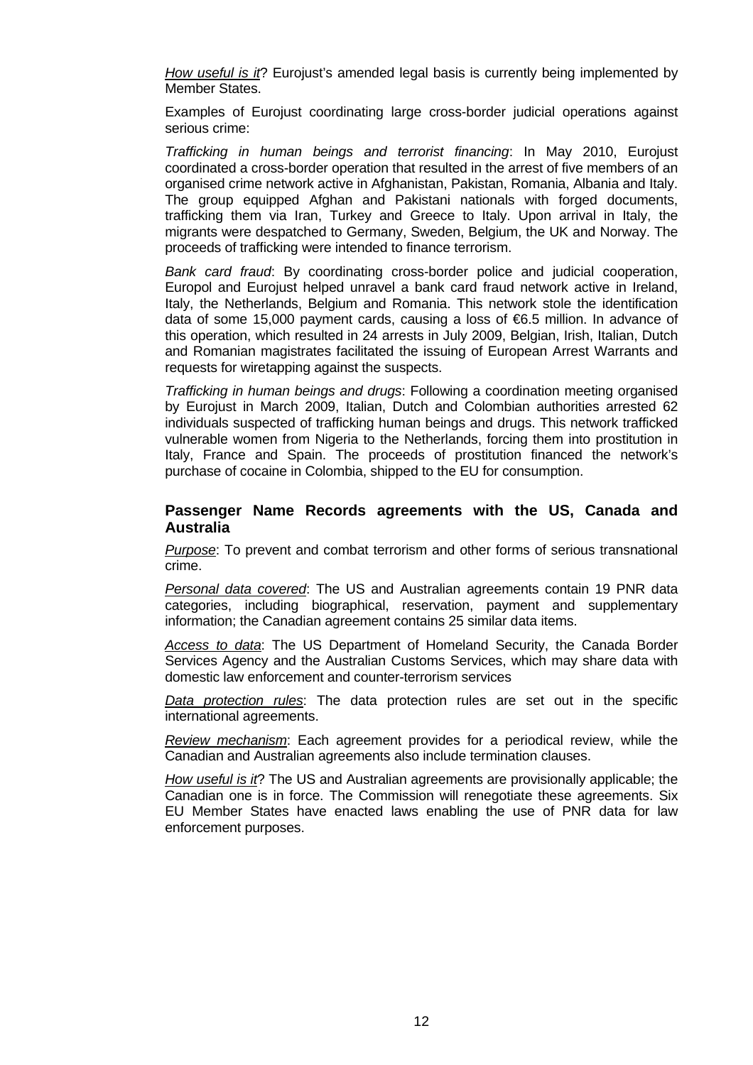*How useful is it*? Eurojust's amended legal basis is currently being implemented by Member States.

Examples of Eurojust coordinating large cross-border judicial operations against serious crime:

*Trafficking in human beings and terrorist financing*: In May 2010, Eurojust coordinated a cross-border operation that resulted in the arrest of five members of an organised crime network active in Afghanistan, Pakistan, Romania, Albania and Italy. The group equipped Afghan and Pakistani nationals with forged documents, trafficking them via Iran, Turkey and Greece to Italy. Upon arrival in Italy, the migrants were despatched to Germany, Sweden, Belgium, the UK and Norway. The proceeds of trafficking were intended to finance terrorism.

*Bank card fraud*: By coordinating cross-border police and judicial cooperation, Europol and Eurojust helped unravel a bank card fraud network active in Ireland, Italy, the Netherlands, Belgium and Romania. This network stole the identification data of some 15,000 payment cards, causing a loss of €6.5 million. In advance of this operation, which resulted in 24 arrests in July 2009, Belgian, Irish, Italian, Dutch and Romanian magistrates facilitated the issuing of European Arrest Warrants and requests for wiretapping against the suspects.

*Trafficking in human beings and drugs*: Following a coordination meeting organised by Eurojust in March 2009, Italian, Dutch and Colombian authorities arrested 62 individuals suspected of trafficking human beings and drugs. This network trafficked vulnerable women from Nigeria to the Netherlands, forcing them into prostitution in Italy, France and Spain. The proceeds of prostitution financed the network's purchase of cocaine in Colombia, shipped to the EU for consumption.

### Passenger Name Records agreements with the US, Canada and Australia

*Purpose*: To prevent and combat terrorism and other forms of serious transnational crime.

*Personal data covered*: The US and Australian agreements contain 19 PNR data categories, including biographical, reservation, payment and supplementary information; the Canadian agreement contains 25 similar data items.

*Access to data*: The US Department of Homeland Security, the Canada Border Services Agency and the Australian Customs Services, which may share data with domestic law enforcement and counter-terrorism services

*Data protection rules*: The data protection rules are set out in the specific international agreements.

*Review mechanism*: Each agreement provides for a periodical review, while the Canadian and Australian agreements also include termination clauses.

*How useful is it*? The US and Australian agreements are provisionally applicable; the Canadian one is in force. The Commission will renegotiate these agreements. Six EU Member States have enacted laws enabling the use of PNR data for law enforcement purposes.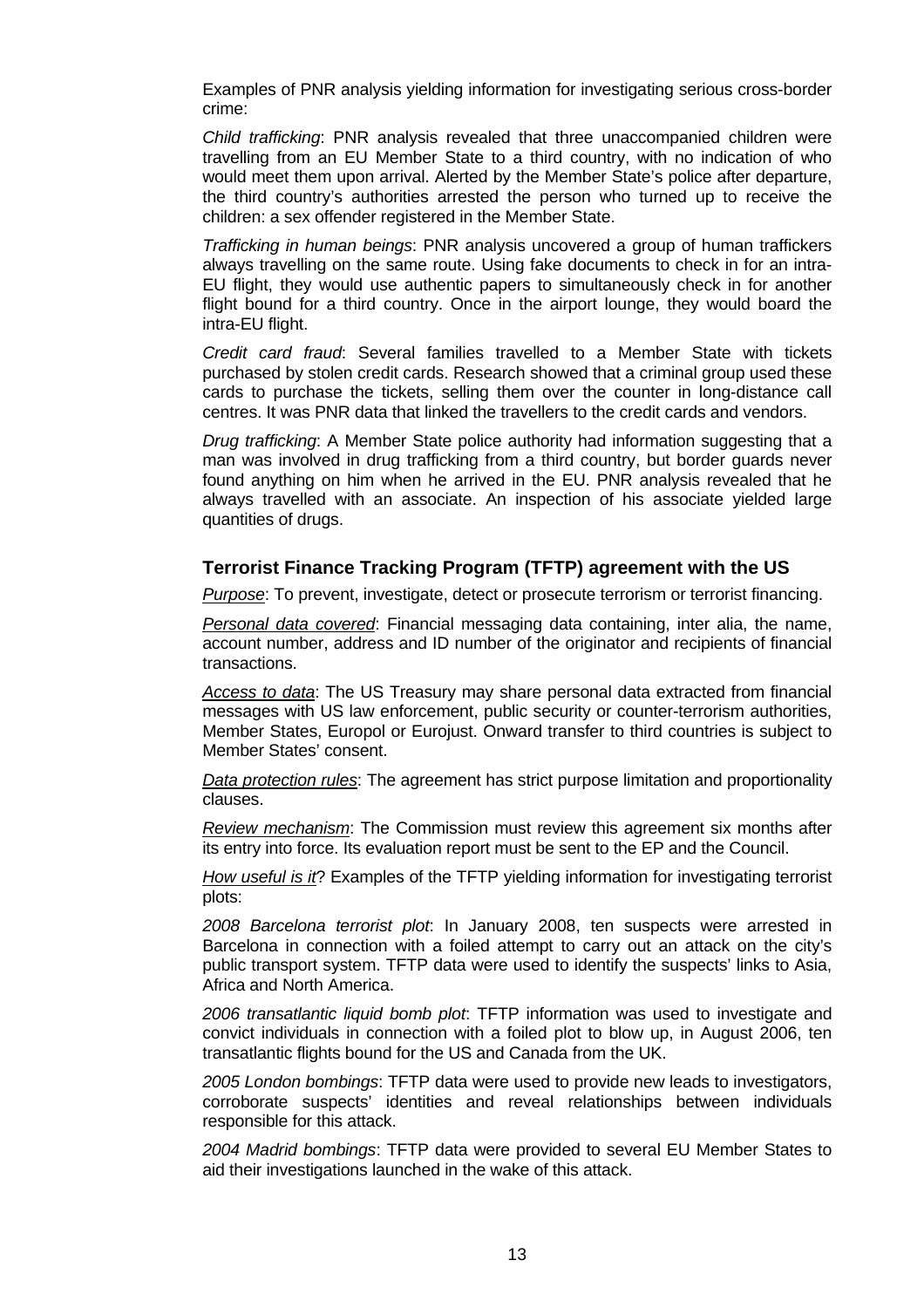Examples of PNR analysis yielding information for investigating serious cross-border crime:

*Child trafficking*: PNR analysis revealed that three unaccompanied children were travelling from an EU Member State to a third country, with no indication of who would meet them upon arrival. Alerted by the Member State's police after departure, the third country's authorities arrested the person who turned up to receive the children: a sex offender registered in the Member State.

*Trafficking in human beings*: PNR analysis uncovered a group of human traffickers always travelling on the same route. Using fake documents to check in for an intra-EU flight, they would use authentic papers to simultaneously check in for another flight bound for a third country. Once in the airport lounge, they would board the intra-EU flight.

*Credit card fraud*: Several families travelled to a Member State with tickets purchased by stolen credit cards. Research showed that a criminal group used these cards to purchase the tickets, selling them over the counter in long-distance call centres. It was PNR data that linked the travellers to the credit cards and vendors.

*Drug trafficking*: A Member State police authority had information suggesting that a man was involved in drug trafficking from a third country, but border guards never found anything on him when he arrived in the EU. PNR analysis revealed that he always travelled with an associate. An inspection of his associate yielded large quantities of drugs.

### Terrorist Finance Tracking Program (TFTP) agreement with the US

*Purpose*: To prevent, investigate, detect or prosecute terrorism or terrorist financing.

*Personal data covered*: Financial messaging data containing, inter alia, the name, account number, address and ID number of the originator and recipients of financial transactions.

*Access to data*: The US Treasury may share personal data extracted from financial messages with US law enforcement, public security or counter-terrorism authorities, Member States, Europol or Eurojust. Onward transfer to third countries is subject to Member States' consent.

*Data protection rules*: The agreement has strict purpose limitation and proportionality clauses.

*Review mechanism*: The Commission must review this agreement six months after its entry into force. Its evaluation report must be sent to the EP and the Council.

*How useful is it*? Examples of the TFTP yielding information for investigating terrorist plots:

*2008 Barcelona terrorist plot*: In January 2008, ten suspects were arrested in Barcelona in connection with a foiled attempt to carry out an attack on the city's public transport system. TFTP data were used to identify the suspects' links to Asia, Africa and North America.

*2006 transatlantic liquid bomb plot*: TFTP information was used to investigate and convict individuals in connection with a foiled plot to blow up, in August 2006, ten transatlantic flights bound for the US and Canada from the UK.

*2005 London bombings*: TFTP data were used to provide new leads to investigators, corroborate suspects' identities and reveal relationships between individuals responsible for this attack.

*2004 Madrid bombings*: TFTP data were provided to several EU Member States to aid their investigations launched in the wake of this attack.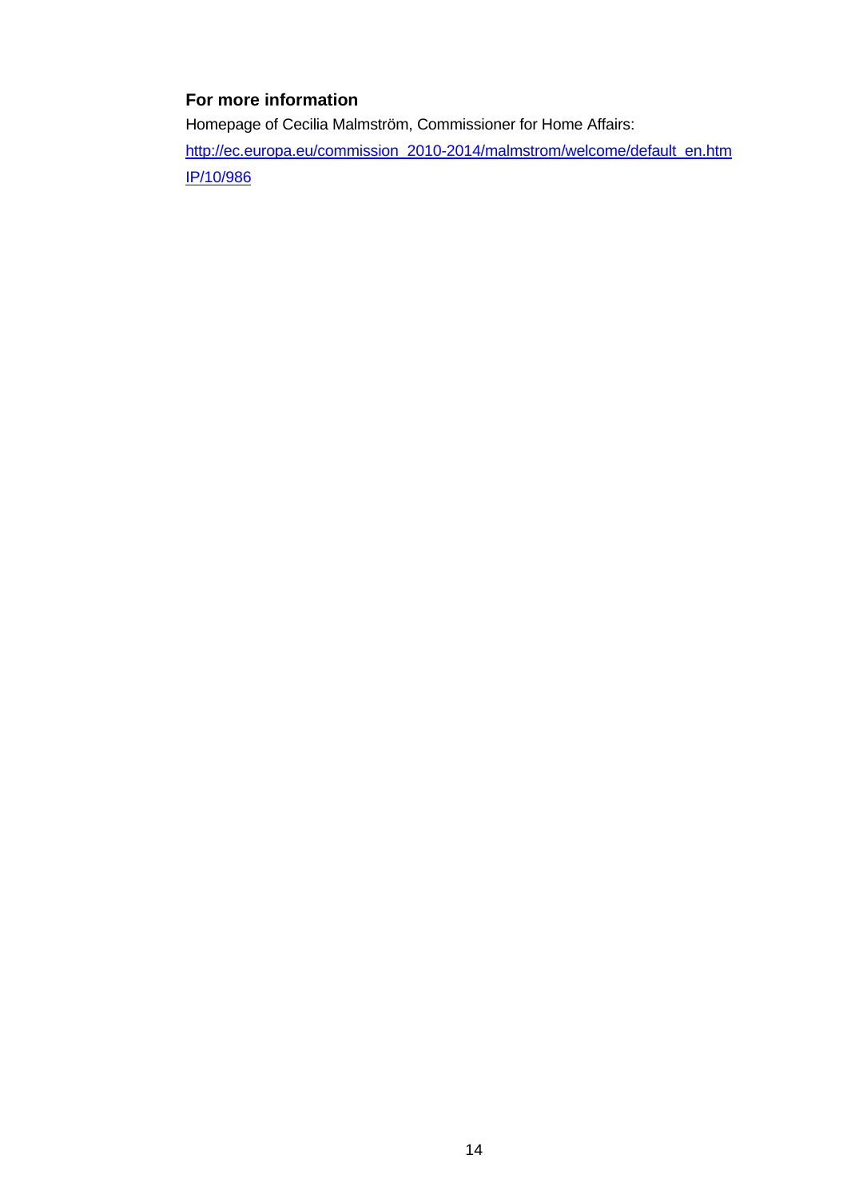### For more information

Homepage of Cecilia Malmström, Commissioner for Home Affairs:

http://ec.europa.eu/commission_2010-2014/malmstrom/welcome/default_en.htm

IP/10/986